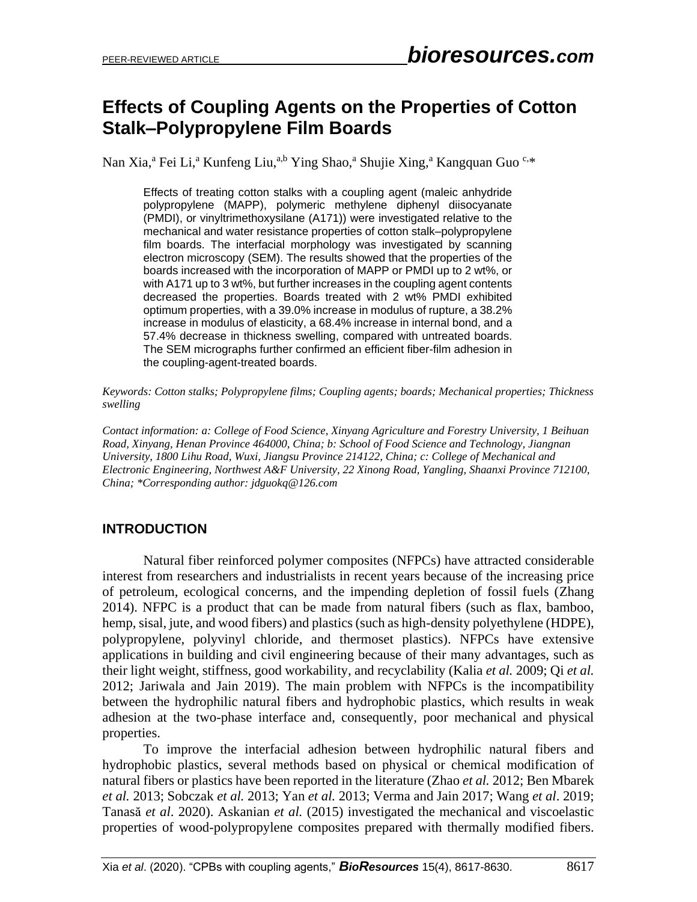# Effects of Coupling Agents on the Properties of Cotton Stalk–Polypropylene Film Boards

Nan Xia,[a] Fei Li,[a] Kunfeng Liu,[a,b] Ying Shao,[a] Shujie Xing,[a] Kangquan Guo [c,*]

Effects of treating cotton stalks with a coupling agent (maleic anhydride polypropylene (MAPP), polymeric methylene diphenyl diisocyanate (PMDI), or vinyltrimethoxysilane (A171)) were investigated relative to the mechanical and water resistance properties of cotton stalk–polypropylene film boards. The interfacial morphology was investigated by scanning electron microscopy (SEM). The results showed that the properties of the boards increased with the incorporation of MAPP or PMDI up to 2 wt%, or with A171 up to 3 wt%, but further increases in the coupling agent contents decreased the properties. Boards treated with 2 wt% PMDI exhibited optimum properties, with a 39.0% increase in modulus of rupture, a 38.2% increase in modulus of elasticity, a 68.4% increase in internal bond, and a 57.4% decrease in thickness swelling, compared with untreated boards. The SEM micrographs further confirmed an efficient fiber-film adhesion in the coupling-agent-treated boards.

*Keywords: Cotton stalks; Polypropylene films; Coupling agents; boards; Mechanical properties; Thickness swelling*

*Contact information: a: College of Food Science, Xinyang Agriculture and Forestry University, 1 Beihuan Road, Xinyang, Henan Province 464000, China; b: School of Food Science and Technology, Jiangnan University, 1800 Lihu Road, Wuxi, Jiangsu Province 214122, China; c: College of Mechanical and Electronic Engineering, Northwest A&F University, 22 Xinong Road, Yangling, Shaanxi Province 712100, China; *Corresponding author: jdguokq@126.com*

## INTRODUCTION

Natural fiber reinforced polymer composites (NFPCs) have attracted considerable interest from researchers and industrialists in recent years because of the increasing price of petroleum, ecological concerns, and the impending depletion of fossil fuels (Zhang 2014). NFPC is a product that can be made from natural fibers (such as flax, bamboo, hemp, sisal, jute, and wood fibers) and plastics (such as high-density polyethylene (HDPE), polypropylene, polyvinyl chloride, and thermoset plastics). NFPCs have extensive applications in building and civil engineering because of their many advantages, such as their light weight, stiffness, good workability, and recyclability (Kalia *et al.* 2009; Qi *et al.* 2012; Jariwala and Jain 2019). The main problem with NFPCs is the incompatibility between the hydrophilic natural fibers and hydrophobic plastics, which results in weak adhesion at the two-phase interface and, consequently, poor mechanical and physical properties.

To improve the interfacial adhesion between hydrophilic natural fibers and hydrophobic plastics, several methods based on physical or chemical modification of natural fibers or plastics have been reported in the literature (Zhao *et al.* 2012; Ben Mbarek *et al.* 2013; Sobczak *et al.* 2013; Yan *et al.* 2013; Verma and Jain 2017; Wang *et al*. 2019; Tanasă *et al*. 2020). Askanian *et al.* (2015) investigated the mechanical and viscoelastic properties of wood-polypropylene composites prepared with thermally modified fibers.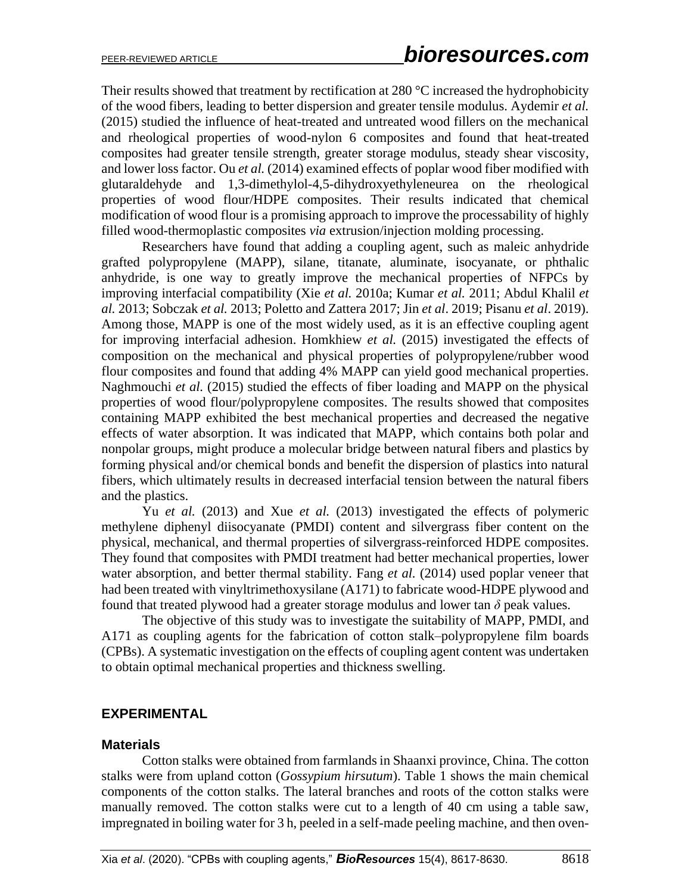Their results showed that treatment by rectification at 280 °C increased the hydrophobicity of the wood fibers, leading to better dispersion and greater tensile modulus. Aydemir *et al.* (2015) studied the influence of heat-treated and untreated wood fillers on the mechanical and rheological properties of wood-nylon 6 composites and found that heat-treated composites had greater tensile strength, greater storage modulus, steady shear viscosity, and lower loss factor. Ou *et al.* (2014) examined effects of poplar wood fiber modified with glutaraldehyde and 1,3-dimethylol-4,5-dihydroxyethyleneurea on the rheological properties of wood flour/HDPE composites. Their results indicated that chemical modification of wood flour is a promising approach to improve the processability of highly filled wood-thermoplastic composites *via* extrusion/injection molding processing.

Researchers have found that adding a coupling agent, such as maleic anhydride grafted polypropylene (MAPP), silane, titanate, aluminate, isocyanate, or phthalic anhydride, is one way to greatly improve the mechanical properties of NFPCs by improving interfacial compatibility (Xie *et al.* 2010a; Kumar *et al.* 2011; Abdul Khalil *et al.* 2013; Sobczak *et al.* 2013; Poletto and Zattera 2017; Jin *et al*. 2019; Pisanu *et al*. 2019). Among those, MAPP is one of the most widely used, as it is an effective coupling agent for improving interfacial adhesion. Homkhiew *et al.* (2015) investigated the effects of composition on the mechanical and physical properties of polypropylene/rubber wood flour composites and found that adding 4% MAPP can yield good mechanical properties. Naghmouchi *et al.* (2015) studied the effects of fiber loading and MAPP on the physical properties of wood flour/polypropylene composites. The results showed that composites containing MAPP exhibited the best mechanical properties and decreased the negative effects of water absorption. It was indicated that MAPP, which contains both polar and nonpolar groups, might produce a molecular bridge between natural fibers and plastics by forming physical and/or chemical bonds and benefit the dispersion of plastics into natural fibers, which ultimately results in decreased interfacial tension between the natural fibers and the plastics.

Yu *et al.* (2013) and Xue *et al.* (2013) investigated the effects of polymeric methylene diphenyl diisocyanate (PMDI) content and silvergrass fiber content on the physical, mechanical, and thermal properties of silvergrass-reinforced HDPE composites. They found that composites with PMDI treatment had better mechanical properties, lower water absorption, and better thermal stability. Fang *et al.* (2014) used poplar veneer that had been treated with vinyltrimethoxysilane (A171) to fabricate wood-HDPE plywood and found that treated plywood had a greater storage modulus and lower tan $\delta$ peak values.

The objective of this study was to investigate the suitability of MAPP, PMDI, and A171 as coupling agents for the fabrication of cotton stalk–polypropylene film boards (CPBs). A systematic investigation on the effects of coupling agent content was undertaken to obtain optimal mechanical properties and thickness swelling.

## EXPERIMENTAL

### Materials

Cotton stalks were obtained from farmlands in Shaanxi province, China. The cotton stalks were from upland cotton (*Gossypium hirsutum*). Table 1 shows the main chemical components of the cotton stalks. The lateral branches and roots of the cotton stalks were manually removed. The cotton stalks were cut to a length of 40 cm using a table saw, impregnated in boiling water for 3 h, peeled in a self-made peeling machine, and then oven-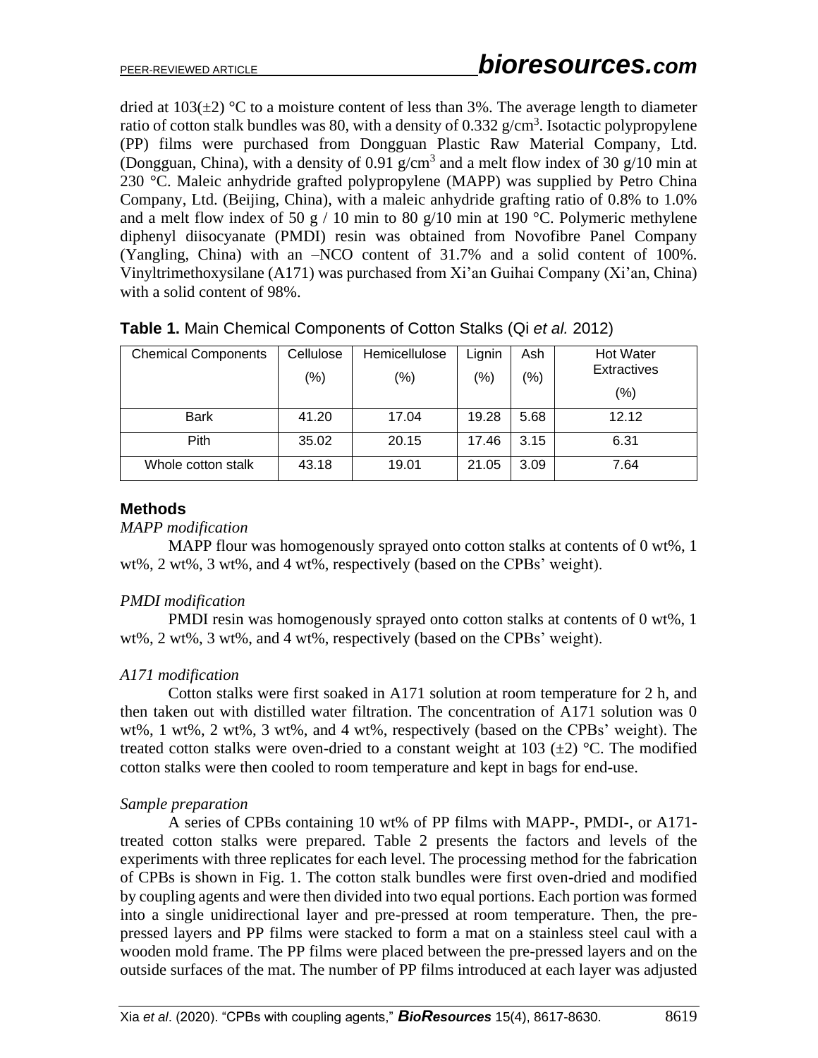dried at 103(±2) °C to a moisture content of less than 3%. The average length to diameter ratio of cotton stalk bundles was 80, with a density of 0.332 g/cm$^3$. Isotactic polypropylene (PP) films were purchased from Dongguan Plastic Raw Material Company, Ltd. (Dongguan, China), with a density of 0.91 g/cm$^3$ and a melt flow index of 30 g/10 min at 230 °C. Maleic anhydride grafted polypropylene (MAPP) was supplied by Petro China Company, Ltd. (Beijing, China), with a maleic anhydride grafting ratio of 0.8% to 1.0% and a melt flow index of 50 g / 10 min to 80 g/10 min at 190 °C. Polymeric methylene diphenyl diisocyanate (PMDI) resin was obtained from Novofibre Panel Company (Yangling, China) with an –NCO content of 31.7% and a solid content of 100%. Vinyltrimethoxysilane (A171) was purchased from Xi'an Guihai Company (Xi'an, China) with a solid content of 98%.

**Table 1.** Main Chemical Components of Cotton Stalks (Qi *et al.* 2012)

| Chemical Components | Cellulose (%) | Hemicellulose (%) | Lignin (%) | Ash (%) | Hot Water Extractives (%) |
|---|---|---|---|---|---|
| Bark | 41.20 | 17.04 | 19.28 | 5.68 | 12.12 |
| Pith | 35.02 | 20.15 | 17.46 | 3.15 | 6.31 |
| Whole cotton stalk | 43.18 | 19.01 | 21.05 | 3.09 | 7.64 |

## Methods

*MAPP modification*

MAPP flour was homogenously sprayed onto cotton stalks at contents of 0 wt%, 1 wt%, 2 wt%, 3 wt%, and 4 wt%, respectively (based on the CPBs' weight).

*PMDI modification*

PMDI resin was homogenously sprayed onto cotton stalks at contents of 0 wt%, 1 wt%, 2 wt%, 3 wt%, and 4 wt%, respectively (based on the CPBs' weight).

*A171 modification*

Cotton stalks were first soaked in A171 solution at room temperature for 2 h, and then taken out with distilled water filtration. The concentration of A171 solution was 0 wt%, 1 wt%, 2 wt%, 3 wt%, and 4 wt%, respectively (based on the CPBs' weight). The treated cotton stalks were oven-dried to a constant weight at 103 (±2) °C. The modified cotton stalks were then cooled to room temperature and kept in bags for end-use.

*Sample preparation*

A series of CPBs containing 10 wt% of PP films with MAPP-, PMDI-, or A171-treated cotton stalks were prepared. Table 2 presents the factors and levels of the experiments with three replicates for each level. The processing method for the fabrication of CPBs is shown in Fig. 1. The cotton stalk bundles were first oven-dried and modified by coupling agents and were then divided into two equal portions. Each portion was formed into a single unidirectional layer and pre-pressed at room temperature. Then, the pre-pressed layers and PP films were stacked to form a mat on a stainless steel caul with a wooden mold frame. The PP films were placed between the pre-pressed layers and on the outside surfaces of the mat. The number of PP films introduced at each layer was adjusted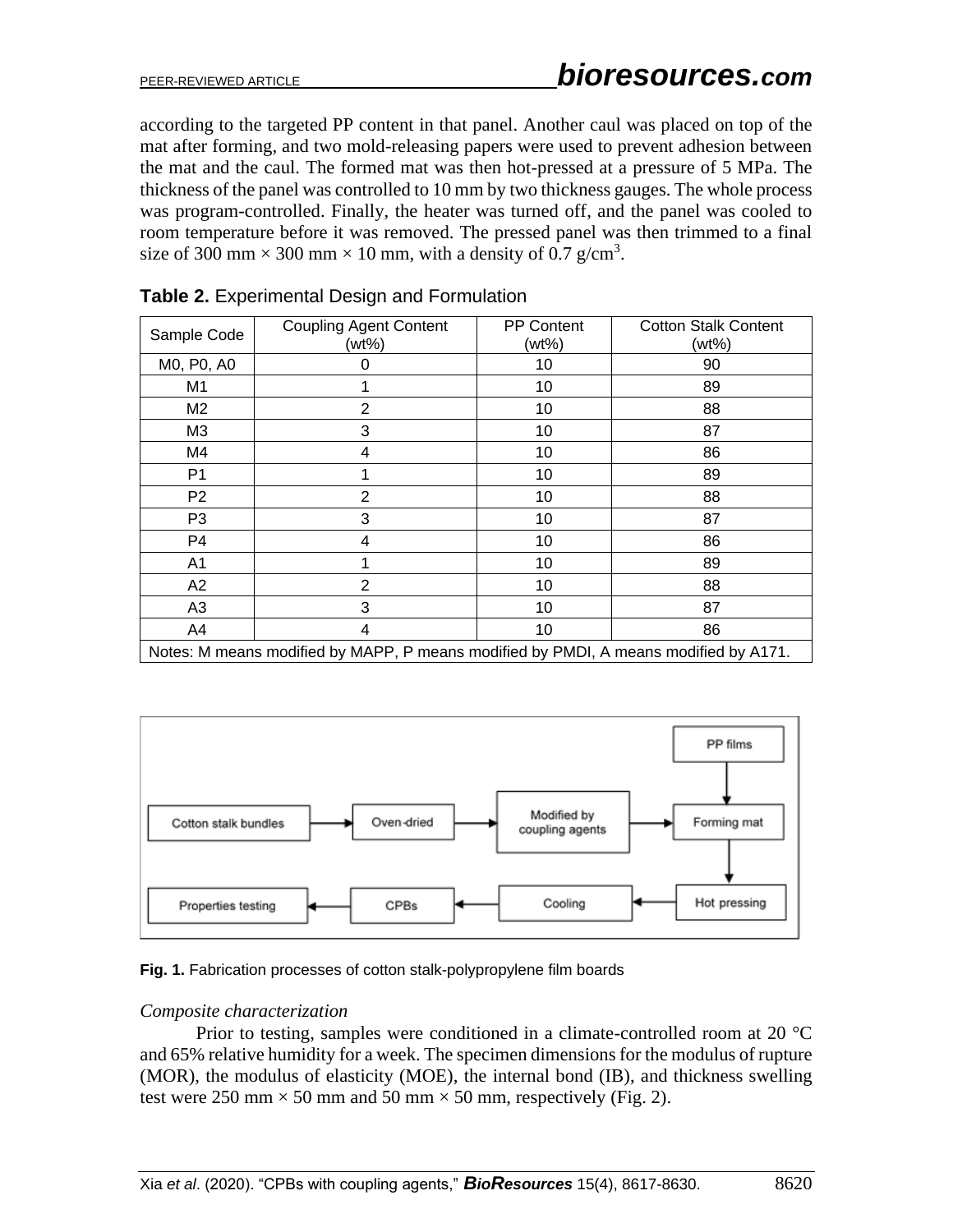according to the targeted PP content in that panel. Another caul was placed on top of the mat after forming, and two mold-releasing papers were used to prevent adhesion between the mat and the caul. The formed mat was then hot-pressed at a pressure of 5 MPa. The thickness of the panel was controlled to 10 mm by two thickness gauges. The whole process was program-controlled. Finally, the heater was turned off, and the panel was cooled to room temperature before it was removed. The pressed panel was then trimmed to a final size of 300 mm × 300 mm × 10 mm, with a density of 0.7 g/cm$^3$.

**Table 2.** Experimental Design and Formulation

| Sample Code | Coupling Agent Content (wt%) | PP Content (wt%) | Cotton Stalk Content (wt%) |
|---|---|---|---|
| M0, P0, A0 | 0 | 10 | 90 |
| M1 | 1 | 10 | 89 |
| M2 | 2 | 10 | 88 |
| M3 | 3 | 10 | 87 |
| M4 | 4 | 10 | 86 |
| P1 | 1 | 10 | 89 |
| P2 | 2 | 10 | 88 |
| P3 | 3 | 10 | 87 |
| P4 | 4 | 10 | 86 |
| A1 | 1 | 10 | 89 |
| A2 | 2 | 10 | 88 |
| A3 | 3 | 10 | 87 |
| A4 | 4 | 10 | 86 |

Notes: M means modified by MAPP, P means modified by PMDI, A means modified by A171.

**Fig. 1.** Fabrication processes of cotton stalk-polypropylene film boards

*Composite characterization*

Prior to testing, samples were conditioned in a climate-controlled room at 20 °C and 65% relative humidity for a week. The specimen dimensions for the modulus of rupture (MOR), the modulus of elasticity (MOE), the internal bond (IB), and thickness swelling test were 250 mm × 50 mm and 50 mm × 50 mm, respectively (Fig. 2).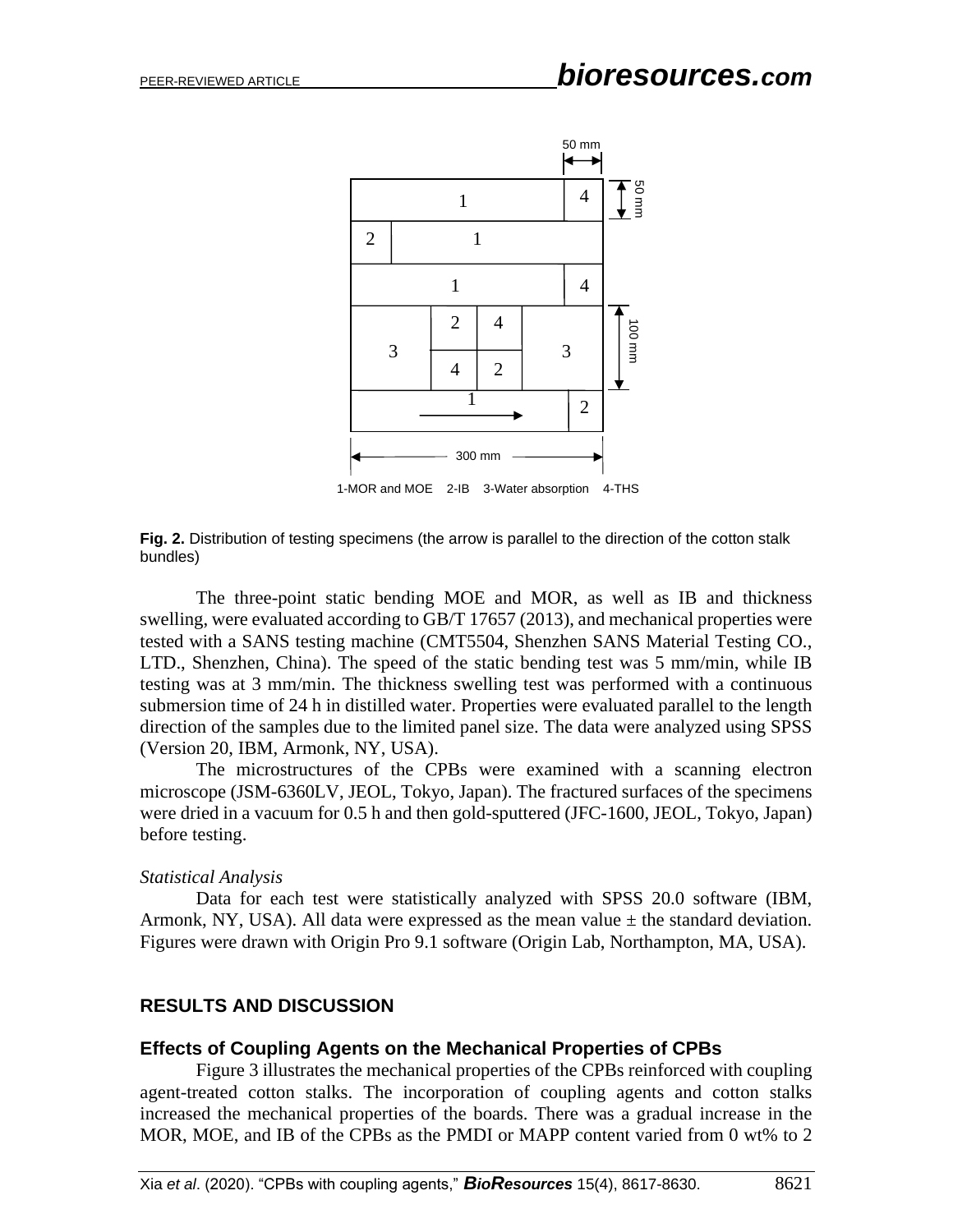1-MOR and MOE    2-IB    3-Water absorption    4-THS

**Fig. 2.** Distribution of testing specimens (the arrow is parallel to the direction of the cotton stalk bundles)

The three-point static bending MOE and MOR, as well as IB and thickness swelling, were evaluated according to GB/T 17657 (2013), and mechanical properties were tested with a SANS testing machine (CMT5504, Shenzhen SANS Material Testing CO., LTD., Shenzhen, China). The speed of the static bending test was 5 mm/min, while IB testing was at 3 mm/min. The thickness swelling test was performed with a continuous submersion time of 24 h in distilled water. Properties were evaluated parallel to the length direction of the samples due to the limited panel size. The data were analyzed using SPSS (Version 20, IBM, Armonk, NY, USA).

The microstructures of the CPBs were examined with a scanning electron microscope (JSM-6360LV, JEOL, Tokyo, Japan). The fractured surfaces of the specimens were dried in a vacuum for 0.5 h and then gold-sputtered (JFC-1600, JEOL, Tokyo, Japan) before testing.

*Statistical Analysis*

Data for each test were statistically analyzed with SPSS 20.0 software (IBM, Armonk, NY, USA). All data were expressed as the mean value ± the standard deviation. Figures were drawn with Origin Pro 9.1 software (Origin Lab, Northampton, MA, USA).

## RESULTS AND DISCUSSION

### Effects of Coupling Agents on the Mechanical Properties of CPBs

Figure 3 illustrates the mechanical properties of the CPBs reinforced with coupling agent-treated cotton stalks. The incorporation of coupling agents and cotton stalks increased the mechanical properties of the boards. There was a gradual increase in the MOR, MOE, and IB of the CPBs as the PMDI or MAPP content varied from 0 wt% to 2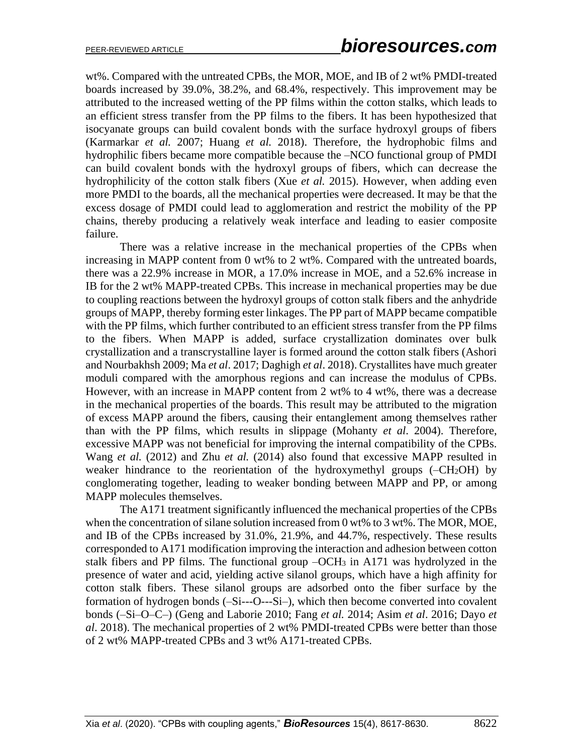wt%. Compared with the untreated CPBs, the MOR, MOE, and IB of 2 wt% PMDI-treated boards increased by 39.0%, 38.2%, and 68.4%, respectively. This improvement may be attributed to the increased wetting of the PP films within the cotton stalks, which leads to an efficient stress transfer from the PP films to the fibers. It has been hypothesized that isocyanate groups can build covalent bonds with the surface hydroxyl groups of fibers (Karmarkar *et al.* 2007; Huang *et al.* 2018). Therefore, the hydrophobic films and hydrophilic fibers became more compatible because the –NCO functional group of PMDI can build covalent bonds with the hydroxyl groups of fibers, which can decrease the hydrophilicity of the cotton stalk fibers (Xue *et al.* 2015). However, when adding even more PMDI to the boards, all the mechanical properties were decreased. It may be that the excess dosage of PMDI could lead to agglomeration and restrict the mobility of the PP chains, thereby producing a relatively weak interface and leading to easier composite failure.

There was a relative increase in the mechanical properties of the CPBs when increasing in MAPP content from 0 wt% to 2 wt%. Compared with the untreated boards, there was a 22.9% increase in MOR, a 17.0% increase in MOE, and a 52.6% increase in IB for the 2 wt% MAPP-treated CPBs. This increase in mechanical properties may be due to coupling reactions between the hydroxyl groups of cotton stalk fibers and the anhydride groups of MAPP, thereby forming ester linkages. The PP part of MAPP became compatible with the PP films, which further contributed to an efficient stress transfer from the PP films to the fibers. When MAPP is added, surface crystallization dominates over bulk crystallization and a transcrystalline layer is formed around the cotton stalk fibers (Ashori and Nourbakhsh 2009; Ma *et al*. 2017; Daghigh *et al*. 2018). Crystallites have much greater moduli compared with the amorphous regions and can increase the modulus of CPBs. However, with an increase in MAPP content from 2 wt% to 4 wt%, there was a decrease in the mechanical properties of the boards. This result may be attributed to the migration of excess MAPP around the fibers, causing their entanglement among themselves rather than with the PP films, which results in slippage (Mohanty *et al*. 2004). Therefore, excessive MAPP was not beneficial for improving the internal compatibility of the CPBs. Wang *et al.* (2012) and Zhu *et al.* (2014) also found that excessive MAPP resulted in weaker hindrance to the reorientation of the hydroxymethyl groups (–$CH_2OH$) by conglomerating together, leading to weaker bonding between MAPP and PP, or among MAPP molecules themselves.

The A171 treatment significantly influenced the mechanical properties of the CPBs when the concentration of silane solution increased from 0 wt% to 3 wt%. The MOR, MOE, and IB of the CPBs increased by 31.0%, 21.9%, and 44.7%, respectively. These results corresponded to A171 modification improving the interaction and adhesion between cotton stalk fibers and PP films. The functional group –$OCH_3$ in A171 was hydrolyzed in the presence of water and acid, yielding active silanol groups, which have a high affinity for cotton stalk fibers. These silanol groups are adsorbed onto the fiber surface by the formation of hydrogen bonds (–Si---O---Si–), which then become converted into covalent bonds (–Si–O–C–) (Geng and Laborie 2010; Fang *et al.* 2014; Asim *et al*. 2016; Dayo *et al*. 2018). The mechanical properties of 2 wt% PMDI-treated CPBs were better than those of 2 wt% MAPP-treated CPBs and 3 wt% A171-treated CPBs.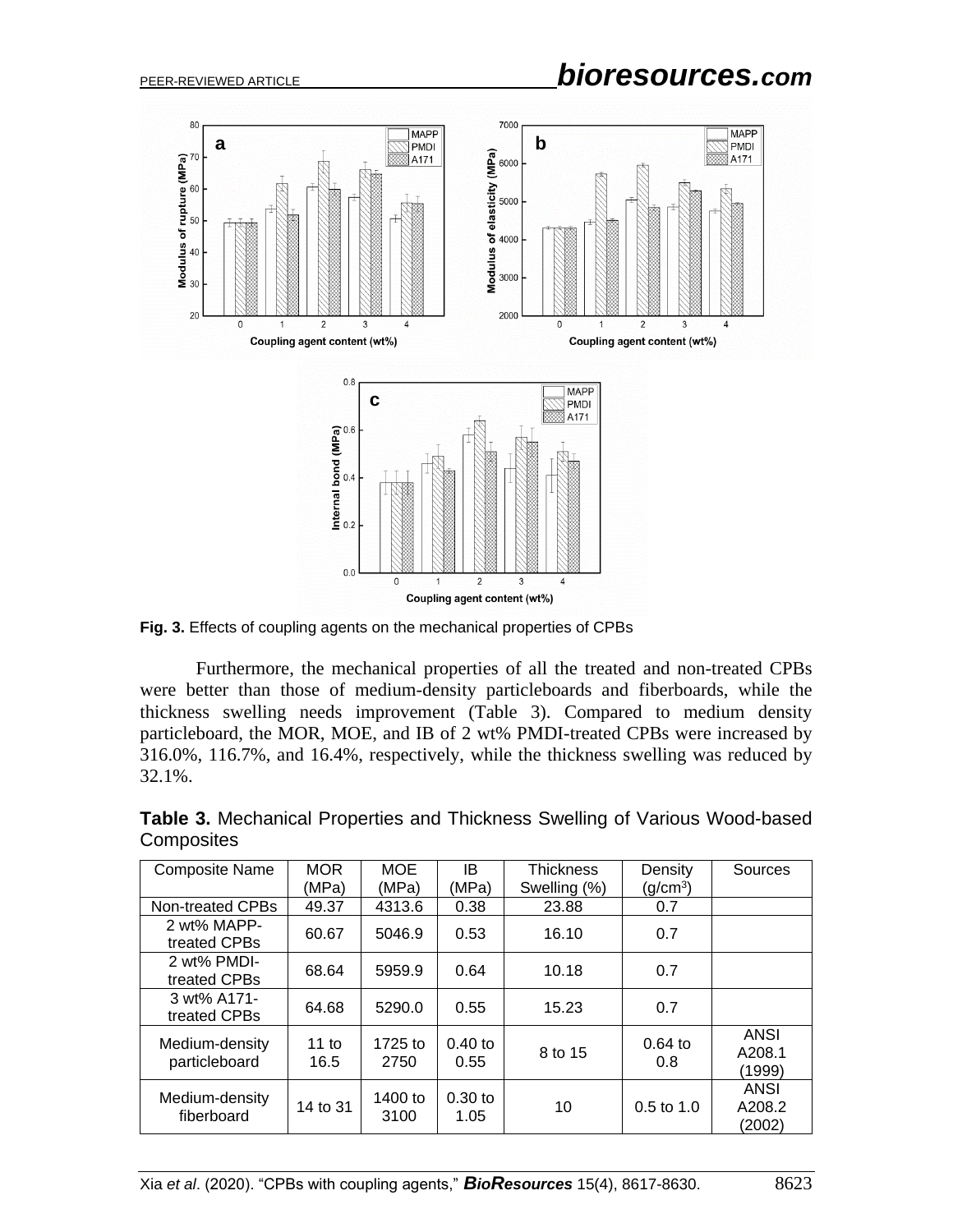Fig. 3. Effects of coupling agents on the mechanical properties of CPBs

Furthermore, the mechanical properties of all the treated and non-treated CPBs were better than those of medium-density particleboards and fiberboards, while the thickness swelling needs improvement (Table 3). Compared to medium density particleboard, the MOR, MOE, and IB of 2 wt% PMDI-treated CPBs were increased by 316.0%, 116.7%, and 16.4%, respectively, while the thickness swelling was reduced by 32.1%.

**Table 3.** Mechanical Properties and Thickness Swelling of Various Wood-based Composites

| Composite Name | MOR (MPa) | MOE (MPa) | IB (MPa) | Thickness Swelling (%) | Density ($g/cm^3$) | Sources |
|---|---|---|---|---|---|---|
| Non-treated CPBs | 49.37 | 4313.6 | 0.38 | 23.88 | 0.7 | |
| 2 wt% MAPP-treated CPBs | 60.67 | 5046.9 | 0.53 | 16.10 | 0.7 | |
| 2 wt% PMDI-treated CPBs | 68.64 | 5959.9 | 0.64 | 10.18 | 0.7 | |
| 3 wt% A171-treated CPBs | 64.68 | 5290.0 | 0.55 | 15.23 | 0.7 | |
| Medium-density particleboard | 11 to 16.5 | 1725 to 2750 | 0.40 to 0.55 | 8 to 15 | 0.64 to 0.8 | ANSI A208.1 (1999) |
| Medium-density fiberboard | 14 to 31 | 1400 to 3100 | 0.30 to 1.05 | 10 | 0.5 to 1.0 | ANSI A208.2 (2002) |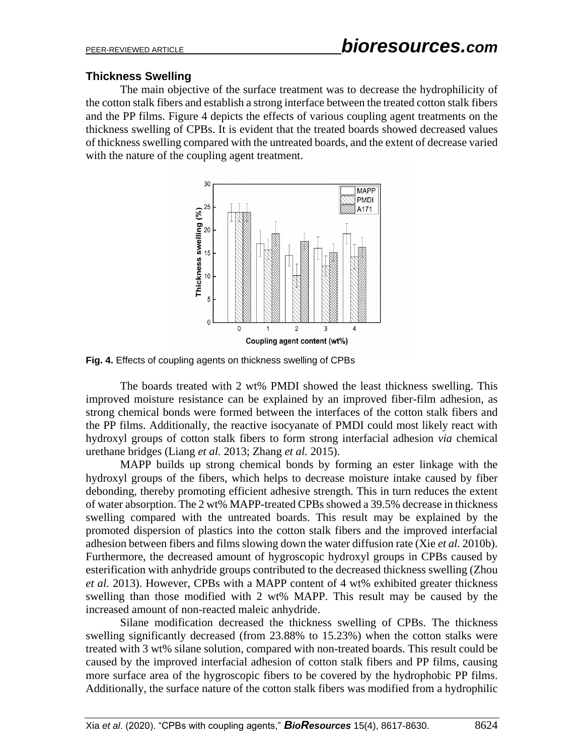### Thickness Swelling

The main objective of the surface treatment was to decrease the hydrophilicity of the cotton stalk fibers and establish a strong interface between the treated cotton stalk fibers and the PP films. Figure 4 depicts the effects of various coupling agent treatments on the thickness swelling of CPBs. It is evident that the treated boards showed decreased values of thickness swelling compared with the untreated boards, and the extent of decrease varied with the nature of the coupling agent treatment.

**Fig. 4.** Effects of coupling agents on thickness swelling of CPBs

The boards treated with 2 wt% PMDI showed the least thickness swelling. This improved moisture resistance can be explained by an improved fiber-film adhesion, as strong chemical bonds were formed between the interfaces of the cotton stalk fibers and the PP films. Additionally, the reactive isocyanate of PMDI could most likely react with hydroxyl groups of cotton stalk fibers to form strong interfacial adhesion *via* chemical urethane bridges (Liang *et al.* 2013; Zhang *et al.* 2015).

MAPP builds up strong chemical bonds by forming an ester linkage with the hydroxyl groups of the fibers, which helps to decrease moisture intake caused by fiber debonding, thereby promoting efficient adhesive strength. This in turn reduces the extent of water absorption. The 2 wt% MAPP-treated CPBs showed a 39.5% decrease in thickness swelling compared with the untreated boards. This result may be explained by the promoted dispersion of plastics into the cotton stalk fibers and the improved interfacial adhesion between fibers and films slowing down the water diffusion rate (Xie *et al.* 2010b). Furthermore, the decreased amount of hygroscopic hydroxyl groups in CPBs caused by esterification with anhydride groups contributed to the decreased thickness swelling (Zhou *et al.* 2013). However, CPBs with a MAPP content of 4 wt% exhibited greater thickness swelling than those modified with 2 wt% MAPP. This result may be caused by the increased amount of non-reacted maleic anhydride.

Silane modification decreased the thickness swelling of CPBs. The thickness swelling significantly decreased (from 23.88% to 15.23%) when the cotton stalks were treated with 3 wt% silane solution, compared with non-treated boards. This result could be caused by the improved interfacial adhesion of cotton stalk fibers and PP films, causing more surface area of the hygroscopic fibers to be covered by the hydrophobic PP films. Additionally, the surface nature of the cotton stalk fibers was modified from a hydrophilic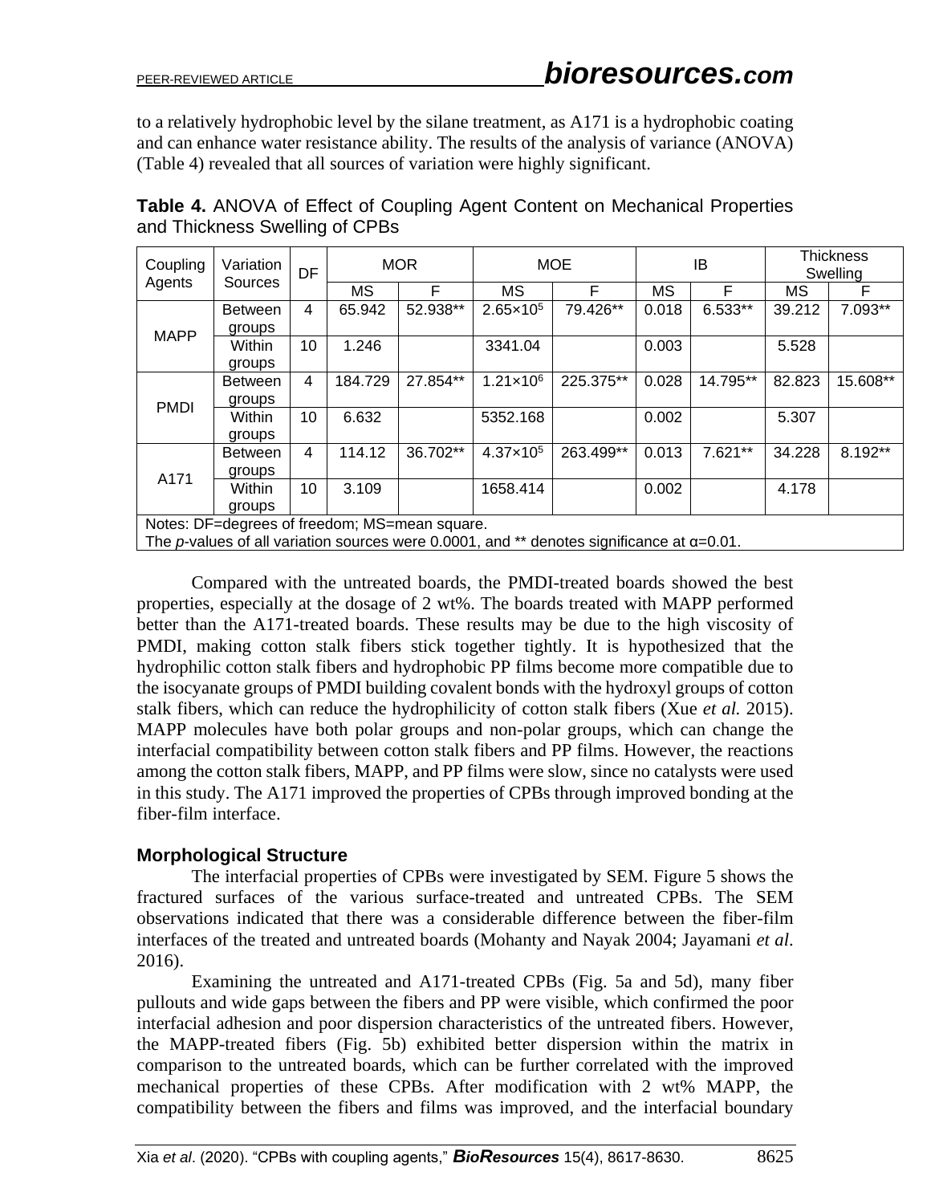to a relatively hydrophobic level by the silane treatment, as A171 is a hydrophobic coating and can enhance water resistance ability. The results of the analysis of variance (ANOVA) (Table 4) revealed that all sources of variation were highly significant.

**Table 4.** ANOVA of Effect of Coupling Agent Content on Mechanical Properties and Thickness Swelling of CPBs

| Coupling Agents | Variation Sources | DF | MOR | | MOE | | IB | | Thickness Swelling | |
|---|---|---|---|---|---|---|---|---|---|---|
| | | | MS | F | MS | F | MS | F | MS | F |
| MAPP | Between groups | 4 | 65.942 | 52.938** | $2.65 \times 10^5$ | 79.426** | 0.018 | 6.533** | 39.212 | 7.093** |
| | Within groups | 10 | 1.246 | | 3341.04 | | 0.003 | | 5.528 | |
| PMDI | Between groups | 4 | 184.729 | 27.854** | $1.21 \times 10^6$ | 225.375** | 0.028 | 14.795** | 82.823 | 15.608** |
| | Within groups | 10 | 6.632 | | 5352.168 | | 0.002 | | 5.307 | |
| A171 | Between groups | 4 | 114.12 | 36.702** | $4.37 \times 10^5$ | 263.499** | 0.013 | 7.621** | 34.228 | 8.192** |
| | Within groups | 10 | 3.109 | | 1658.414 | | 0.002 | | 4.178 | |

Notes: DF=degrees of freedom; MS=mean square.
The *p*-values of all variation sources were 0.0001, and ** denotes significance at α=0.01.

Compared with the untreated boards, the PMDI-treated boards showed the best properties, especially at the dosage of 2 wt%. The boards treated with MAPP performed better than the A171-treated boards. These results may be due to the high viscosity of PMDI, making cotton stalk fibers stick together tightly. It is hypothesized that the hydrophilic cotton stalk fibers and hydrophobic PP films become more compatible due to the isocyanate groups of PMDI building covalent bonds with the hydroxyl groups of cotton stalk fibers, which can reduce the hydrophilicity of cotton stalk fibers (Xue *et al.* 2015). MAPP molecules have both polar groups and non-polar groups, which can change the interfacial compatibility between cotton stalk fibers and PP films. However, the reactions among the cotton stalk fibers, MAPP, and PP films were slow, since no catalysts were used in this study. The A171 improved the properties of CPBs through improved bonding at the fiber-film interface.

### Morphological Structure

The interfacial properties of CPBs were investigated by SEM. Figure 5 shows the fractured surfaces of the various surface-treated and untreated CPBs. The SEM observations indicated that there was a considerable difference between the fiber-film interfaces of the treated and untreated boards (Mohanty and Nayak 2004; Jayamani *et al*. 2016).

Examining the untreated and A171-treated CPBs (Fig. 5a and 5d), many fiber pullouts and wide gaps between the fibers and PP were visible, which confirmed the poor interfacial adhesion and poor dispersion characteristics of the untreated fibers. However, the MAPP-treated fibers (Fig. 5b) exhibited better dispersion within the matrix in comparison to the untreated boards, which can be further correlated with the improved mechanical properties of these CPBs. After modification with 2 wt% MAPP, the compatibility between the fibers and films was improved, and the interfacial boundary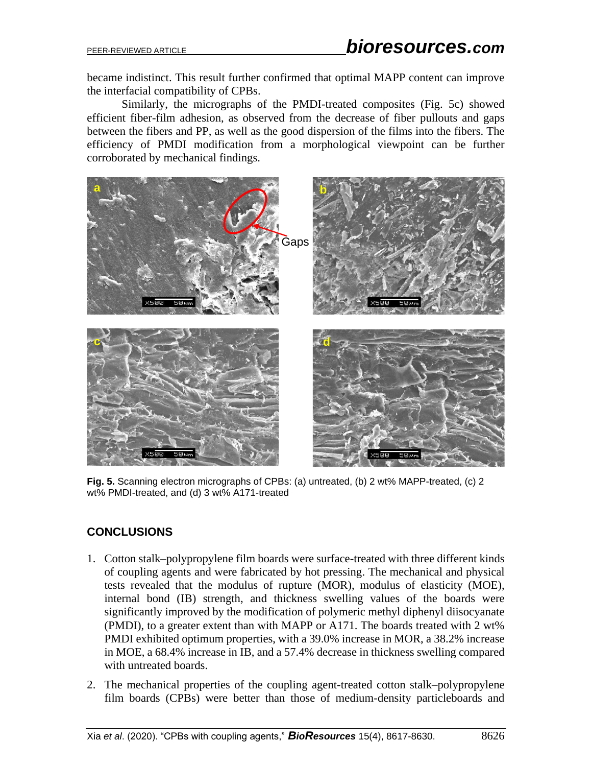became indistinct. This result further confirmed that optimal MAPP content can improve the interfacial compatibility of CPBs.

Similarly, the micrographs of the PMDI-treated composites (Fig. 5c) showed efficient fiber-film adhesion, as observed from the decrease of fiber pullouts and gaps between the fibers and PP, as well as the good dispersion of the films into the fibers. The efficiency of PMDI modification from a morphological viewpoint can be further corroborated by mechanical findings.

**Fig. 5.** Scanning electron micrographs of CPBs: (a) untreated, (b) 2 wt% MAPP-treated, (c) 2 wt% PMDI-treated, and (d) 3 wt% A171-treated

## CONCLUSIONS

1. Cotton stalk–polypropylene film boards were surface-treated with three different kinds of coupling agents and were fabricated by hot pressing. The mechanical and physical tests revealed that the modulus of rupture (MOR), modulus of elasticity (MOE), internal bond (IB) strength, and thickness swelling values of the boards were significantly improved by the modification of polymeric methyl diphenyl diisocyanate (PMDI), to a greater extent than with MAPP or A171. The boards treated with 2 wt% PMDI exhibited optimum properties, with a 39.0% increase in MOR, a 38.2% increase in MOE, a 68.4% increase in IB, and a 57.4% decrease in thickness swelling compared with untreated boards.
2. The mechanical properties of the coupling agent-treated cotton stalk–polypropylene film boards (CPBs) were better than those of medium-density particleboards and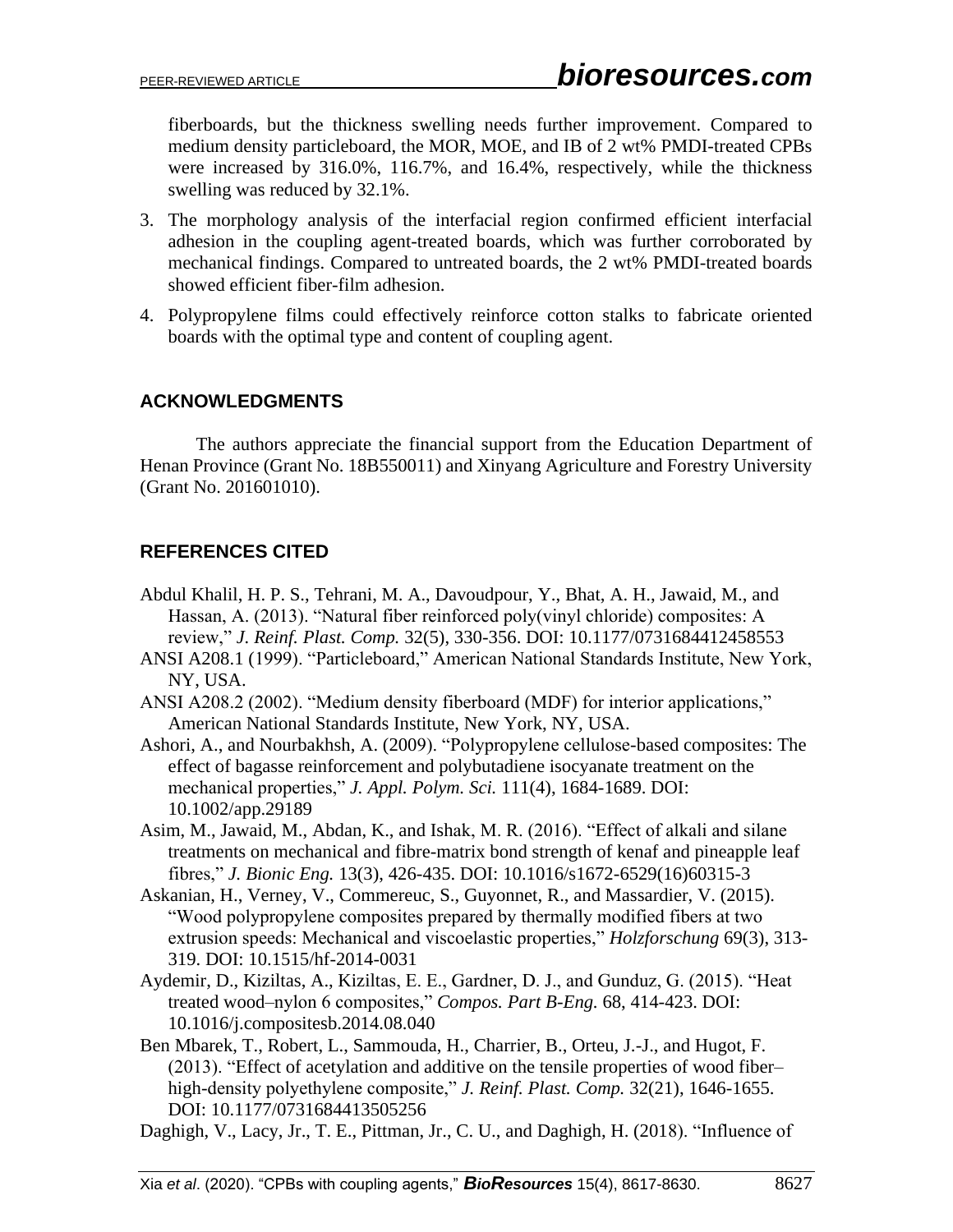fiberboards, but the thickness swelling needs further improvement. Compared to medium density particleboard, the MOR, MOE, and IB of 2 wt% PMDI-treated CPBs were increased by 316.0%, 116.7%, and 16.4%, respectively, while the thickness swelling was reduced by 32.1%.

3. The morphology analysis of the interfacial region confirmed efficient interfacial adhesion in the coupling agent-treated boards, which was further corroborated by mechanical findings. Compared to untreated boards, the 2 wt% PMDI-treated boards showed efficient fiber-film adhesion.
4. Polypropylene films could effectively reinforce cotton stalks to fabricate oriented boards with the optimal type and content of coupling agent.

## ACKNOWLEDGMENTS

The authors appreciate the financial support from the Education Department of Henan Province (Grant No. 18B550011) and Xinyang Agriculture and Forestry University (Grant No. 201601010).

## REFERENCES CITED

Abdul Khalil, H. P. S., Tehrani, M. A., Davoudpour, Y., Bhat, A. H., Jawaid, M., and Hassan, A. (2013). "Natural fiber reinforced poly(vinyl chloride) composites: A review," *J. Reinf. Plast. Comp.* 32(5), 330-356. DOI: 10.1177/0731684412458553

ANSI A208.1 (1999). "Particleboard," American National Standards Institute, New York, NY, USA.

ANSI A208.2 (2002). "Medium density fiberboard (MDF) for interior applications," American National Standards Institute, New York, NY, USA.

Ashori, A., and Nourbakhsh, A. (2009). "Polypropylene cellulose-based composites: The effect of bagasse reinforcement and polybutadiene isocyanate treatment on the mechanical properties," *J. Appl. Polym. Sci.* 111(4), 1684-1689. DOI: 10.1002/app.29189

Asim, M., Jawaid, M., Abdan, K., and Ishak, M. R. (2016). "Effect of alkali and silane treatments on mechanical and fibre-matrix bond strength of kenaf and pineapple leaf fibres," *J. Bionic Eng.* 13(3), 426-435. DOI: 10.1016/s1672-6529(16)60315-3

Askanian, H., Verney, V., Commereuc, S., Guyonnet, R., and Massardier, V. (2015). "Wood polypropylene composites prepared by thermally modified fibers at two extrusion speeds: Mechanical and viscoelastic properties," *Holzforschung* 69(3), 313-319. DOI: 10.1515/hf-2014-0031

Aydemir, D., Kiziltas, A., Kiziltas, E. E., Gardner, D. J., and Gunduz, G. (2015). "Heat treated wood–nylon 6 composites," *Compos. Part B-Eng.* 68, 414-423. DOI: 10.1016/j.compositesb.2014.08.040

Ben Mbarek, T., Robert, L., Sammouda, H., Charrier, B., Orteu, J.-J., and Hugot, F. (2013). "Effect of acetylation and additive on the tensile properties of wood fiber–high-density polyethylene composite," *J. Reinf. Plast. Comp.* 32(21), 1646-1655. DOI: 10.1177/0731684413505256

Daghigh, V., Lacy, Jr., T. E., Pittman, Jr., C. U., and Daghigh, H. (2018). "Influence of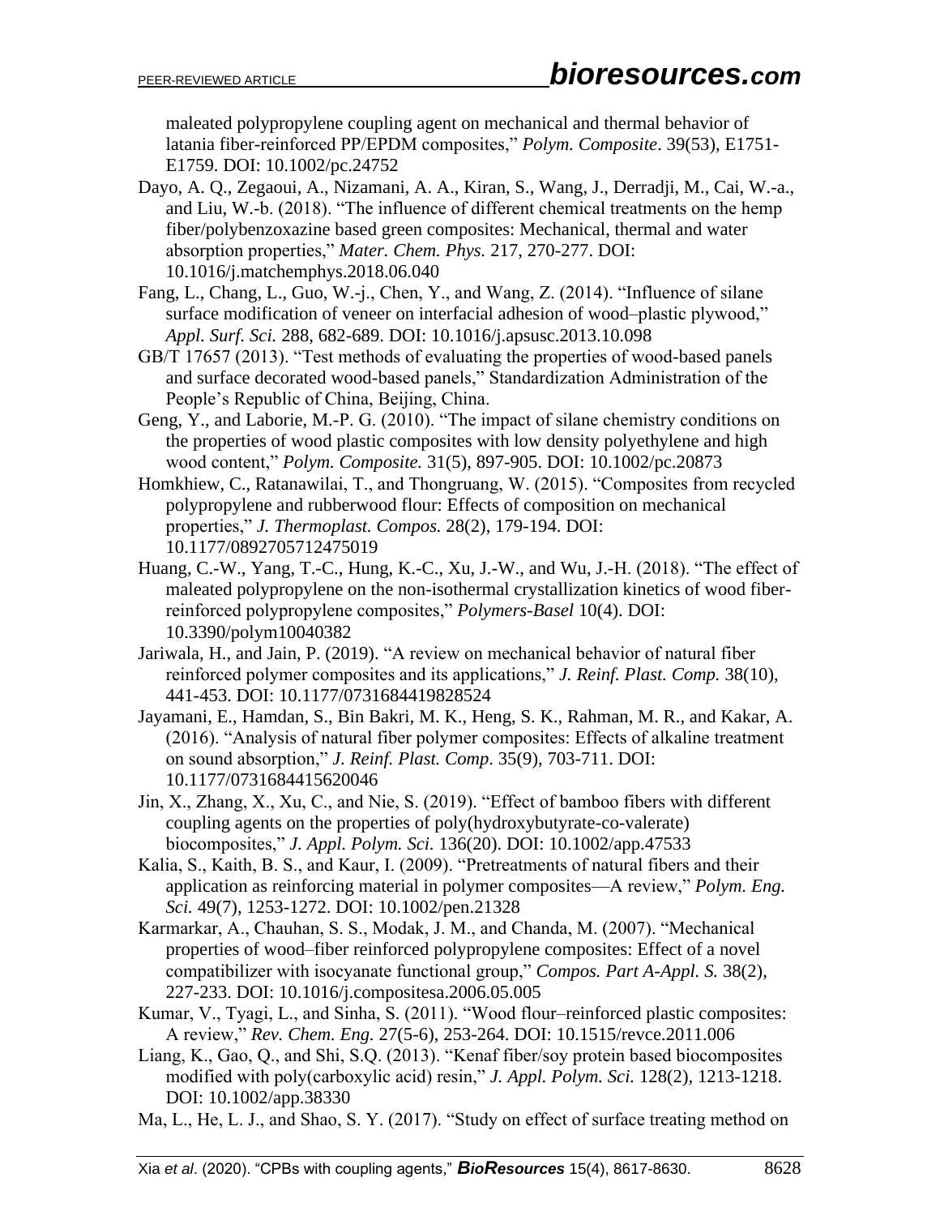maleated polypropylene coupling agent on mechanical and thermal behavior of latania fiber-reinforced PP/EPDM composites," *Polym. Composite*. 39(53), E1751-E1759. DOI: 10.1002/pc.24752

Dayo, A. Q., Zegaoui, A., Nizamani, A. A., Kiran, S., Wang, J., Derradji, M., Cai, W.-a., and Liu, W.-b. (2018). "The influence of different chemical treatments on the hemp fiber/polybenzoxazine based green composites: Mechanical, thermal and water absorption properties," *Mater. Chem. Phys.* 217, 270-277. DOI: 10.1016/j.matchemphys.2018.06.040

Fang, L., Chang, L., Guo, W.-j., Chen, Y., and Wang, Z. (2014). "Influence of silane surface modification of veneer on interfacial adhesion of wood–plastic plywood," *Appl. Surf. Sci.* 288, 682-689. DOI: 10.1016/j.apsusc.2013.10.098

GB/T 17657 (2013). "Test methods of evaluating the properties of wood-based panels and surface decorated wood-based panels," Standardization Administration of the People's Republic of China, Beijing, China.

Geng, Y., and Laborie, M.-P. G. (2010). "The impact of silane chemistry conditions on the properties of wood plastic composites with low density polyethylene and high wood content," *Polym. Composite.* 31(5), 897-905. DOI: 10.1002/pc.20873

Homkhiew, C., Ratanawilai, T., and Thongruang, W. (2015). "Composites from recycled polypropylene and rubberwood flour: Effects of composition on mechanical properties," *J. Thermoplast. Compos.* 28(2), 179-194. DOI: 10.1177/0892705712475019

Huang, C.-W., Yang, T.-C., Hung, K.-C., Xu, J.-W., and Wu, J.-H. (2018). "The effect of maleated polypropylene on the non-isothermal crystallization kinetics of wood fiber-reinforced polypropylene composites," *Polymers-Basel* 10(4). DOI: 10.3390/polym10040382

Jariwala, H., and Jain, P. (2019). "A review on mechanical behavior of natural fiber reinforced polymer composites and its applications," *J. Reinf. Plast. Comp.* 38(10), 441-453. DOI: 10.1177/0731684419828524

Jayamani, E., Hamdan, S., Bin Bakri, M. K., Heng, S. K., Rahman, M. R., and Kakar, A. (2016). "Analysis of natural fiber polymer composites: Effects of alkaline treatment on sound absorption," *J. Reinf. Plast. Comp*. 35(9), 703-711. DOI: 10.1177/0731684415620046

Jin, X., Zhang, X., Xu, C., and Nie, S. (2019). "Effect of bamboo fibers with different coupling agents on the properties of poly(hydroxybutyrate-co-valerate) biocomposites," *J. Appl. Polym. Sci.* 136(20). DOI: 10.1002/app.47533

Kalia, S., Kaith, B. S., and Kaur, I. (2009). "Pretreatments of natural fibers and their application as reinforcing material in polymer composites—A review," *Polym. Eng. Sci.* 49(7), 1253-1272. DOI: 10.1002/pen.21328

Karmarkar, A., Chauhan, S. S., Modak, J. M., and Chanda, M. (2007). "Mechanical properties of wood–fiber reinforced polypropylene composites: Effect of a novel compatibilizer with isocyanate functional group," *Compos. Part A-Appl. S.* 38(2), 227-233. DOI: 10.1016/j.compositesa.2006.05.005

Kumar, V., Tyagi, L., and Sinha, S. (2011). "Wood flour–reinforced plastic composites: A review," *Rev. Chem. Eng.* 27(5-6), 253-264. DOI: 10.1515/revce.2011.006

Liang, K., Gao, Q., and Shi, S.Q. (2013). "Kenaf fiber/soy protein based biocomposites modified with poly(carboxylic acid) resin," *J. Appl. Polym. Sci.* 128(2), 1213-1218. DOI: 10.1002/app.38330

Ma, L., He, L. J., and Shao, S. Y. (2017). "Study on effect of surface treating method on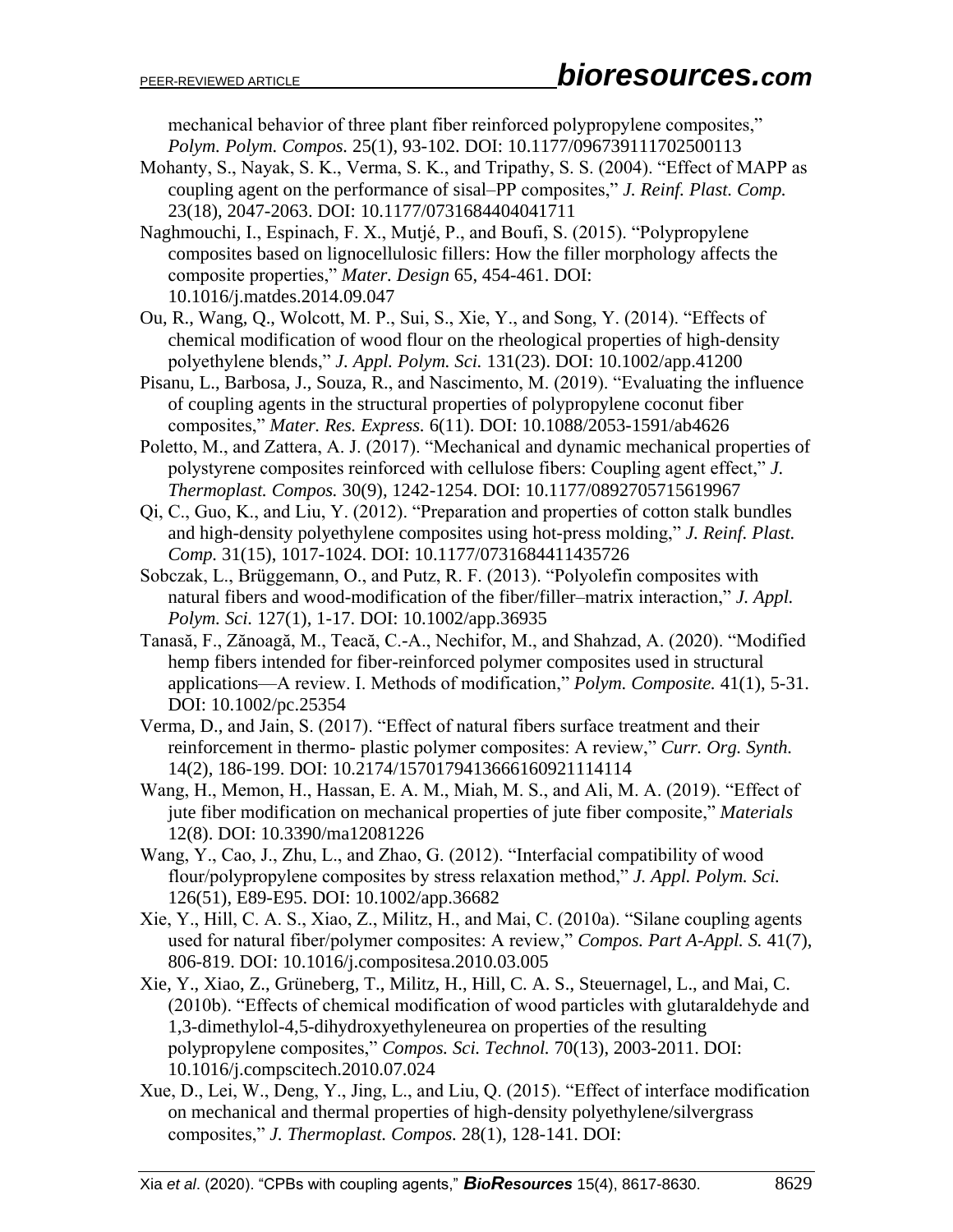mechanical behavior of three plant fiber reinforced polypropylene composites," *Polym. Polym. Compos.* 25(1), 93-102. DOI: 10.1177/096739111702500113

Mohanty, S., Nayak, S. K., Verma, S. K., and Tripathy, S. S. (2004). "Effect of MAPP as coupling agent on the performance of sisal–PP composites," *J. Reinf. Plast. Comp.* 23(18), 2047-2063. DOI: 10.1177/0731684404041711

Naghmouchi, I., Espinach, F. X., Mutjé, P., and Boufi, S. (2015). "Polypropylene composites based on lignocellulosic fillers: How the filler morphology affects the composite properties," *Mater. Design* 65, 454-461. DOI: 10.1016/j.matdes.2014.09.047

Ou, R., Wang, Q., Wolcott, M. P., Sui, S., Xie, Y., and Song, Y. (2014). "Effects of chemical modification of wood flour on the rheological properties of high-density polyethylene blends," *J. Appl. Polym. Sci.* 131(23). DOI: 10.1002/app.41200

Pisanu, L., Barbosa, J., Souza, R., and Nascimento, M. (2019). "Evaluating the influence of coupling agents in the structural properties of polypropylene coconut fiber composites," *Mater. Res. Express.* 6(11). DOI: 10.1088/2053-1591/ab4626

Poletto, M., and Zattera, A. J. (2017). "Mechanical and dynamic mechanical properties of polystyrene composites reinforced with cellulose fibers: Coupling agent effect," *J. Thermoplast. Compos.* 30(9), 1242-1254. DOI: 10.1177/0892705715619967

Qi, C., Guo, K., and Liu, Y. (2012). "Preparation and properties of cotton stalk bundles and high-density polyethylene composites using hot-press molding," *J. Reinf. Plast. Comp.* 31(15), 1017-1024. DOI: 10.1177/0731684411435726

Sobczak, L., Brüggemann, O., and Putz, R. F. (2013). "Polyolefin composites with natural fibers and wood-modification of the fiber/filler–matrix interaction," *J. Appl. Polym. Sci.* 127(1), 1-17. DOI: 10.1002/app.36935

Tanasă, F., Zănoagă, M., Teacă, C.-A., Nechifor, M., and Shahzad, A. (2020). "Modified hemp fibers intended for fiber-reinforced polymer composites used in structural applications—A review. I. Methods of modification," *Polym. Composite.* 41(1), 5-31. DOI: 10.1002/pc.25354

Verma, D., and Jain, S. (2017). "Effect of natural fibers surface treatment and their reinforcement in thermo- plastic polymer composites: A review," *Curr. Org. Synth.* 14(2), 186-199. DOI: 10.2174/1570179413666160921114114

Wang, H., Memon, H., Hassan, E. A. M., Miah, M. S., and Ali, M. A. (2019). "Effect of jute fiber modification on mechanical properties of jute fiber composite," *Materials* 12(8). DOI: 10.3390/ma12081226

Wang, Y., Cao, J., Zhu, L., and Zhao, G. (2012). "Interfacial compatibility of wood flour/polypropylene composites by stress relaxation method," *J. Appl. Polym. Sci.* 126(51), E89-E95. DOI: 10.1002/app.36682

Xie, Y., Hill, C. A. S., Xiao, Z., Militz, H., and Mai, C. (2010a). "Silane coupling agents used for natural fiber/polymer composites: A review," *Compos. Part A-Appl. S.* 41(7), 806-819. DOI: 10.1016/j.compositesa.2010.03.005

Xie, Y., Xiao, Z., Grüneberg, T., Militz, H., Hill, C. A. S., Steuernagel, L., and Mai, C. (2010b). "Effects of chemical modification of wood particles with glutaraldehyde and 1,3-dimethylol-4,5-dihydroxyethyleneurea on properties of the resulting polypropylene composites," *Compos. Sci. Technol.* 70(13), 2003-2011. DOI: 10.1016/j.compscitech.2010.07.024

Xue, D., Lei, W., Deng, Y., Jing, L., and Liu, Q. (2015). "Effect of interface modification on mechanical and thermal properties of high-density polyethylene/silvergrass composites," *J. Thermoplast. Compos.* 28(1), 128-141. DOI: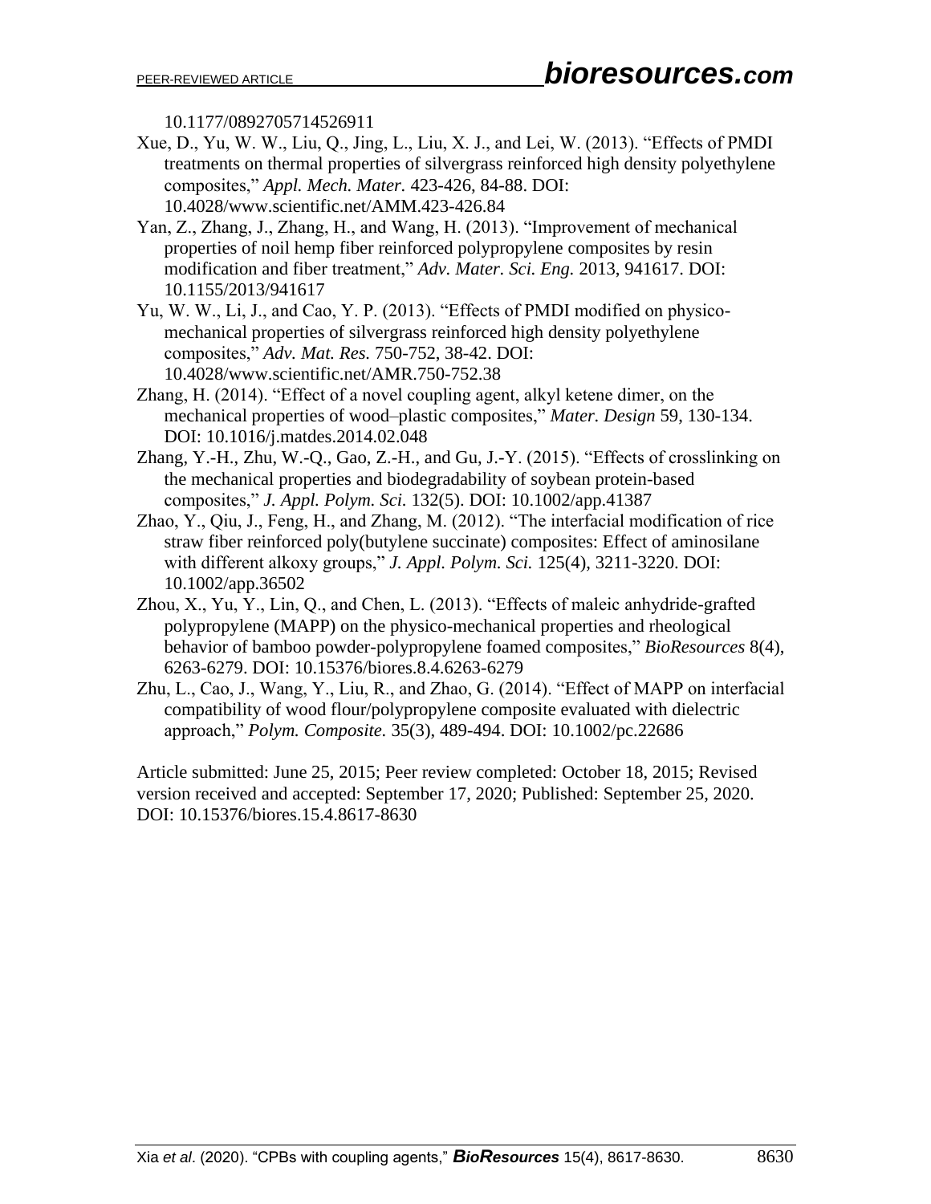10.1177/0892705714526911

Xue, D., Yu, W. W., Liu, Q., Jing, L., Liu, X. J., and Lei, W. (2013). "Effects of PMDI treatments on thermal properties of silvergrass reinforced high density polyethylene composites," *Appl. Mech. Mater.* 423-426, 84-88. DOI: 10.4028/www.scientific.net/AMM.423-426.84

Yan, Z., Zhang, J., Zhang, H., and Wang, H. (2013). "Improvement of mechanical properties of noil hemp fiber reinforced polypropylene composites by resin modification and fiber treatment," *Adv. Mater. Sci. Eng.* 2013, 941617. DOI: 10.1155/2013/941617

Yu, W. W., Li, J., and Cao, Y. P. (2013). "Effects of PMDI modified on physico-mechanical properties of silvergrass reinforced high density polyethylene composites," *Adv. Mat. Res.* 750-752, 38-42. DOI: 10.4028/www.scientific.net/AMR.750-752.38

Zhang, H. (2014). "Effect of a novel coupling agent, alkyl ketene dimer, on the mechanical properties of wood–plastic composites," *Mater. Design* 59, 130-134. DOI: 10.1016/j.matdes.2014.02.048

Zhang, Y.-H., Zhu, W.-Q., Gao, Z.-H., and Gu, J.-Y. (2015). "Effects of crosslinking on the mechanical properties and biodegradability of soybean protein-based composites," *J. Appl. Polym. Sci.* 132(5). DOI: 10.1002/app.41387

Zhao, Y., Qiu, J., Feng, H., and Zhang, M. (2012). "The interfacial modification of rice straw fiber reinforced poly(butylene succinate) composites: Effect of aminosilane with different alkoxy groups," *J. Appl. Polym. Sci.* 125(4), 3211-3220. DOI: 10.1002/app.36502

Zhou, X., Yu, Y., Lin, Q., and Chen, L. (2013). "Effects of maleic anhydride-grafted polypropylene (MAPP) on the physico-mechanical properties and rheological behavior of bamboo powder-polypropylene foamed composites," *BioResources* 8(4), 6263-6279. DOI: 10.15376/biores.8.4.6263-6279

Zhu, L., Cao, J., Wang, Y., Liu, R., and Zhao, G. (2014). "Effect of MAPP on interfacial compatibility of wood flour/polypropylene composite evaluated with dielectric approach," *Polym. Composite.* 35(3), 489-494. DOI: 10.1002/pc.22686

Article submitted: June 25, 2015; Peer review completed: October 18, 2015; Revised version received and accepted: September 17, 2020; Published: September 25, 2020. DOI: 10.15376/biores.15.4.8617-8630